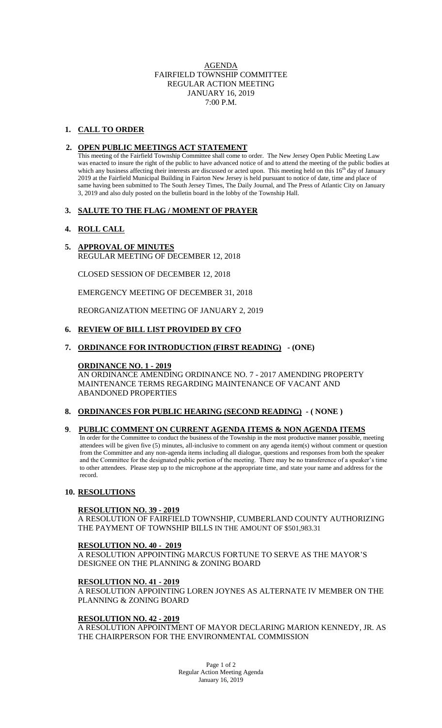# AGENDA

## FAIRFIELD TOWNSHIP COMMITTEE

## REGULAR ACTION MEETING

## JANUARY 16, 2019

## 7:00 P.M.

**1. CALL TO ORDER**

**2. OPEN PUBLIC MEETINGS ACT STATEMENT**

This meeting of the Fairfield Township Committee shall come to order. The New Jersey Open Public Meeting Law was enacted to insure the right of the public to have advanced notice of and to attend the meeting of the public bodies at which any business affecting their interests are discussed or acted upon. This meeting held on this 16th day of January 2019 at the Fairfield Municipal Building in Fairton New Jersey is held pursuant to notice of date, time and place of same having been submitted to The South Jersey Times, The Daily Journal, and The Press of Atlantic City on January 3, 2019 and also duly posted on the bulletin board in the lobby of the Township Hall.

**3. SALUTE TO THE FLAG / MOMENT OF PRAYER**

**4. ROLL CALL**

**5. APPROVAL OF MINUTES**

REGULAR MEETING OF DECEMBER 12, 2018

CLOSED SESSION OF DECEMBER 12, 2018

EMERGENCY MEETING OF DECEMBER 31, 2018

REORGANIZATION MEETING OF JANUARY 2, 2019

**6. REVIEW OF BILL LIST PROVIDED BY CFO**

**7. ORDINANCE FOR INTRODUCTION (FIRST READING) - (ONE)**

**ORDINANCE NO. 1 - 2019**

AN ORDINANCE AMENDING ORDINANCE NO. 7 - 2017 AMENDING PROPERTY MAINTENANCE TERMS REGARDING MAINTENANCE OF VACANT AND ABANDONED PROPERTIES

**8. ORDINANCES FOR PUBLIC HEARING (SECOND READING) - ( NONE )**

**9. PUBLIC COMMENT ON CURRENT AGENDA ITEMS & NON AGENDA ITEMS**

In order for the Committee to conduct the business of the Township in the most productive manner possible, meeting attendees will be given five (5) minutes, all-inclusive to comment on any agenda item(s) without comment or question from the Committee and any non-agenda items including all dialogue, questions and responses from both the speaker and the Committee for the designated public portion of the meeting. There may be no transference of a speaker's time to other attendees. Please step up to the microphone at the appropriate time, and state your name and address for the record.

**10. RESOLUTIONS**

**RESOLUTION NO. 39 - 2019**

A RESOLUTION OF FAIRFIELD TOWNSHIP, CUMBERLAND COUNTY AUTHORIZING THE PAYMENT OF TOWNSHIP BILLS IN THE AMOUNT OF $501,983.31

**RESOLUTION NO. 40 - 2019**

A RESOLUTION APPOINTING MARCUS FORTUNE TO SERVE AS THE MAYOR'S DESIGNEE ON THE PLANNING & ZONING BOARD

**RESOLUTION NO. 41 - 2019**

A RESOLUTION APPOINTING LOREN JOYNES AS ALTERNATE IV MEMBER ON THE PLANNING & ZONING BOARD

**RESOLUTION NO. 42 - 2019**

A RESOLUTION APPOINTMENT OF MAYOR DECLARING MARION KENNEDY, JR. AS THE CHAIRPERSON FOR THE ENVIRONMENTAL COMMISSION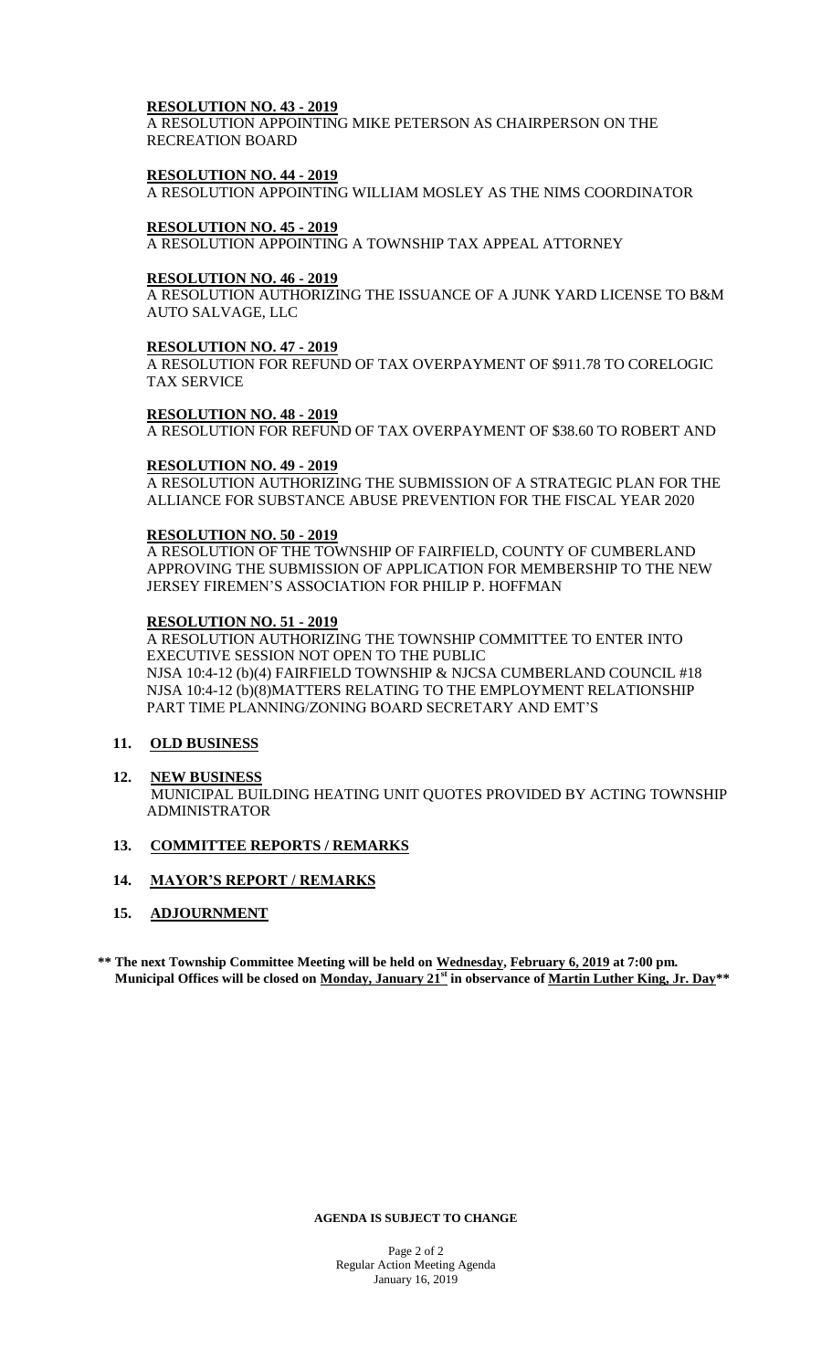**RESOLUTION NO. 43 - 2019**
A RESOLUTION APPOINTING MIKE PETERSON AS CHAIRPERSON ON THE RECREATION BOARD

**RESOLUTION NO. 44 - 2019**
A RESOLUTION APPOINTING WILLIAM MOSLEY AS THE NIMS COORDINATOR

**RESOLUTION NO. 45 - 2019**
A RESOLUTION APPOINTING A TOWNSHIP TAX APPEAL ATTORNEY

**RESOLUTION NO. 46 - 2019**
A RESOLUTION AUTHORIZING THE ISSUANCE OF A JUNK YARD LICENSE TO B&M AUTO SALVAGE, LLC

**RESOLUTION NO. 47 - 2019**
A RESOLUTION FOR REFUND OF TAX OVERPAYMENT OF $911.78 TO CORELOGIC TAX SERVICE

**RESOLUTION NO. 48 - 2019**
A RESOLUTION FOR REFUND OF TAX OVERPAYMENT OF $38.60 TO ROBERT AND

**RESOLUTION NO. 49 - 2019**
A RESOLUTION AUTHORIZING THE SUBMISSION OF A STRATEGIC PLAN FOR THE ALLIANCE FOR SUBSTANCE ABUSE PREVENTION FOR THE FISCAL YEAR 2020

**RESOLUTION NO. 50 - 2019**
A RESOLUTION OF THE TOWNSHIP OF FAIRFIELD, COUNTY OF CUMBERLAND APPROVING THE SUBMISSION OF APPLICATION FOR MEMBERSHIP TO THE NEW JERSEY FIREMEN'S ASSOCIATION FOR PHILIP P. HOFFMAN

**RESOLUTION NO. 51 - 2019**
A RESOLUTION AUTHORIZING THE TOWNSHIP COMMITTEE TO ENTER INTO EXECUTIVE SESSION NOT OPEN TO THE PUBLIC
NJSA 10:4-12 (b)(4) FAIRFIELD TOWNSHIP & NJCSA CUMBERLAND COUNCIL #18
NJSA 10:4-12 (b)(8)MATTERS RELATING TO THE EMPLOYMENT RELATIONSHIP PART TIME PLANNING/ZONING BOARD SECRETARY AND EMT'S

11. **OLD BUSINESS**

12. **NEW BUSINESS**
    MUNICIPAL BUILDING HEATING UNIT QUOTES PROVIDED BY ACTING TOWNSHIP ADMINISTRATOR

13. **COMMITTEE REPORTS / REMARKS**

14. **MAYOR'S REPORT / REMARKS**

15. **ADJOURNMENT**

**\*\* The next Township Committee Meeting will be held on Wednesday, February 6, 2019 at 7:00 pm. Municipal Offices will be closed on Monday, January 21st in observance of Martin Luther King, Jr. Day\*\***

**AGENDA IS SUBJECT TO CHANGE**

Regular Action Meeting Agenda
January 16, 2019